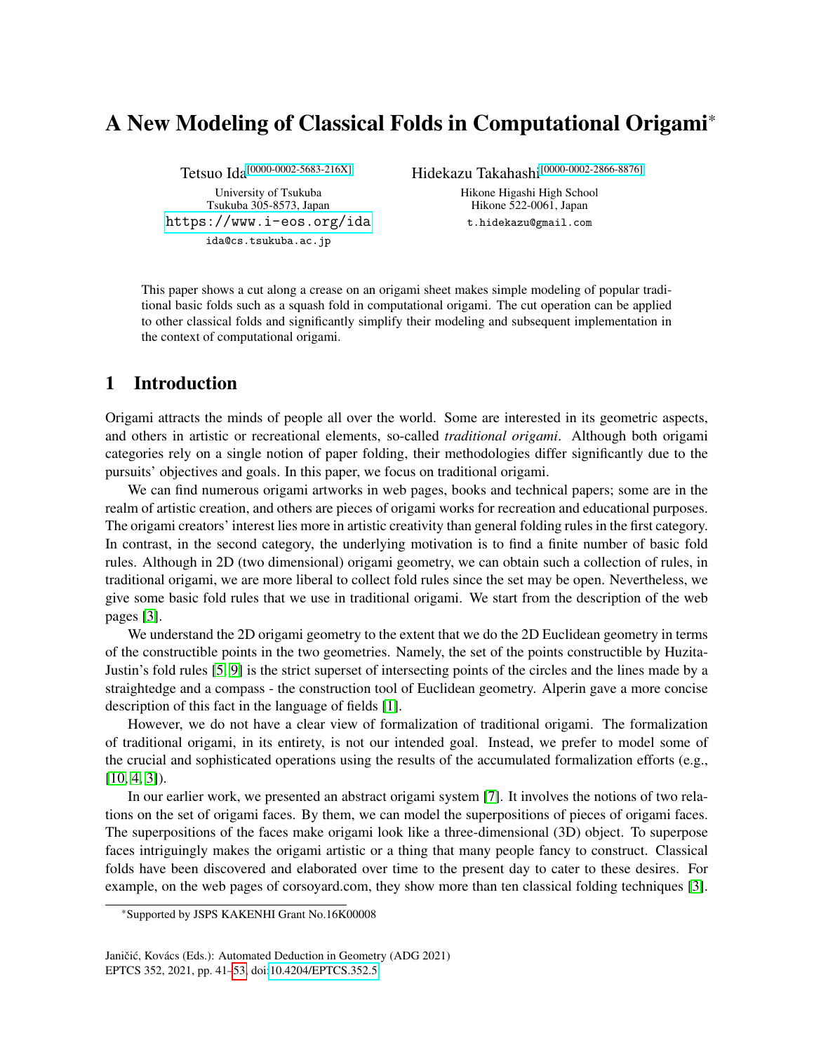# A New Modeling of Classical Folds in Computational Origami*

Tetsuo Ida[0000-0002-5683-216X]
University of Tsukuba
Tsukuba 305-8573, Japan
https://www.i-eos.org/ida
ida@cs.tsukuba.ac.jp

Hidekazu Takahashi[0000-0002-2866-8876]
Hikone Higashi High School
Hikone 522-0061, Japan
t.hidekazu@gmail.com

This paper shows a cut along a crease on an origami sheet makes simple modeling of popular traditional basic folds such as a squash fold in computational origami. The cut operation can be applied to other classical folds and significantly simplify their modeling and subsequent implementation in the context of computational origami.

## 1 Introduction

Origami attracts the minds of people all over the world. Some are interested in its geometric aspects, and others in artistic or recreational elements, so-called *traditional origami*. Although both origami categories rely on a single notion of paper folding, their methodologies differ significantly due to the pursuits' objectives and goals. In this paper, we focus on traditional origami.

We can find numerous origami artworks in web pages, books and technical papers; some are in the realm of artistic creation, and others are pieces of origami works for recreation and educational purposes. The origami creators' interest lies more in artistic creativity than general folding rules in the first category. In contrast, in the second category, the underlying motivation is to find a finite number of basic fold rules. Although in 2D (two dimensional) origami geometry, we can obtain such a collection of rules, in traditional origami, we are more liberal to collect fold rules since the set may be open. Nevertheless, we give some basic fold rules that we use in traditional origami. We start from the description of the web pages [3].

We understand the 2D origami geometry to the extent that we do the 2D Euclidean geometry in terms of the constructible points in the two geometries. Namely, the set of the points constructible by Huzita-Justin's fold rules [5, 9] is the strict superset of intersecting points of the circles and the lines made by a straightedge and a compass - the construction tool of Euclidean geometry. Alperin gave a more concise description of this fact in the language of fields [1].

However, we do not have a clear view of formalization of traditional origami. The formalization of traditional origami, in its entirety, is not our intended goal. Instead, we prefer to model some of the crucial and sophisticated operations using the results of the accumulated formalization efforts (e.g., [10, 4, 3]).

In our earlier work, we presented an abstract origami system [7]. It involves the notions of two relations on the set of origami faces. By them, we can model the superpositions of pieces of origami faces. The superpositions of the faces make origami look like a three-dimensional (3D) object. To superpose faces intriguingly makes the origami artistic or a thing that many people fancy to construct. Classical folds have been discovered and elaborated over time to the present day to cater to these desires. For example, on the web pages of corsoyard.com, they show more than ten classical folding techniques [3].

*Supported by JSPS KAKENHI Grant No.16K00008

Janičić, Kovács (Eds.): Automated Deduction in Geometry (ADG 2021)
EPTCS 352, 2021, pp. 41–53, doi:10.4204/EPTCS.352.5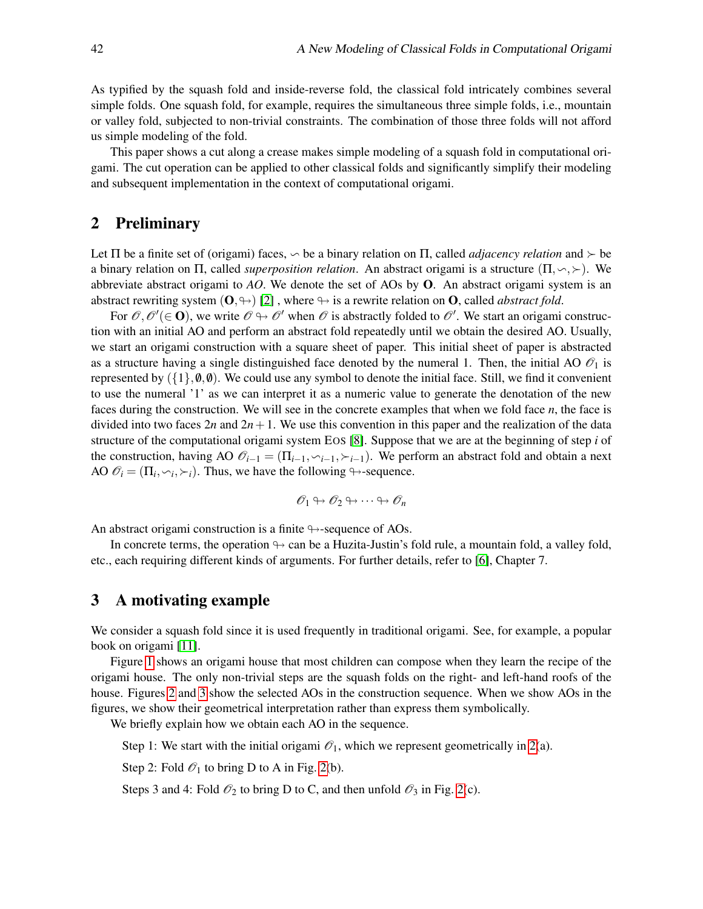As typified by the squash fold and inside-reverse fold, the classical fold intricately combines several simple folds. One squash fold, for example, requires the simultaneous three simple folds, i.e., mountain or valley fold, subjected to non-trivial constraints. The combination of those three folds will not afford us simple modeling of the fold.

This paper shows a cut along a crease makes simple modeling of a squash fold in computational origami. The cut operation can be applied to other classical folds and significantly simplify their modeling and subsequent implementation in the context of computational origami.

## 2 Preliminary

Let $\Pi$ be a finite set of (origami) faces, $\backsim$ be a binary relation on $\Pi$, called *adjacency relation* and $\succ$ be a binary relation on $\Pi$, called *superposition relation*. An abstract origami is a structure $(\Pi, \backsim, \succ)$. We abbreviate abstract origami to *AO*. We denote the set of AOs by $\mathbf{O}$. An abstract origami system is an abstract rewriting system $(\mathbf{O}, \looparrowright)$ [2] , where $\looparrowright$ is a rewrite relation on $\mathbf{O}$, called *abstract fold*.

For $\mathscr{O}, \mathscr{O}' (\in \mathbf{O})$, we write $\mathscr{O} \looparrowright \mathscr{O}'$ when $\mathscr{O}$ is abstractly folded to $\mathscr{O}'$. We start an origami construction with an initial AO and perform an abstract fold repeatedly until we obtain the desired AO. Usually, we start an origami construction with a square sheet of paper. This initial sheet of paper is abstracted as a structure having a single distinguished face denoted by the numeral 1. Then, the initial AO $\mathscr{O}_1$ is represented by $(\{1\}, \emptyset, \emptyset)$. We could use any symbol to denote the initial face. Still, we find it convenient to use the numeral '1' as we can interpret it as a numeric value to generate the denotation of the new faces during the construction. We will see in the concrete examples that when we fold face $n$, the face is divided into two faces $2n$ and $2n+1$. We use this convention in this paper and the realization of the data structure of the computational origami system EOS [8]. Suppose that we are at the beginning of step $i$ of the construction, having AO $\mathscr{O}_{i-1} = (\Pi_{i-1}, \backsim_{i-1}, \succ_{i-1})$. We perform an abstract fold and obtain a next AO $\mathscr{O}_i = (\Pi_i, \backsim_i, \succ_i)$. Thus, we have the following $\looparrowright$-sequence.

$$\mathscr{O}_1 \looparrowright \mathscr{O}_2 \looparrowright \cdots \looparrowright \mathscr{O}_n$$

An abstract origami construction is a finite $\looparrowright$-sequence of AOs.

In concrete terms, the operation $\looparrowright$ can be a Huzita-Justin's fold rule, a mountain fold, a valley fold, etc., each requiring different kinds of arguments. For further details, refer to [6], Chapter 7.

## 3 A motivating example

We consider a squash fold since it is used frequently in traditional origami. See, for example, a popular book on origami [11].

Figure 1 shows an origami house that most children can compose when they learn the recipe of the origami house. The only non-trivial steps are the squash folds on the right- and left-hand roofs of the house. Figures 2 and 3 show the selected AOs in the construction sequence. When we show AOs in the figures, we show their geometrical interpretation rather than express them symbolically.

We briefly explain how we obtain each AO in the sequence.

Step 1: We start with the initial origami $\mathscr{O}_1$, which we represent geometrically in 2(a).

Step 2: Fold $\mathscr{O}_1$ to bring D to A in Fig. 2(b).

Steps 3 and 4: Fold $\mathscr{O}_2$ to bring D to C, and then unfold $\mathscr{O}_3$ in Fig. 2(c).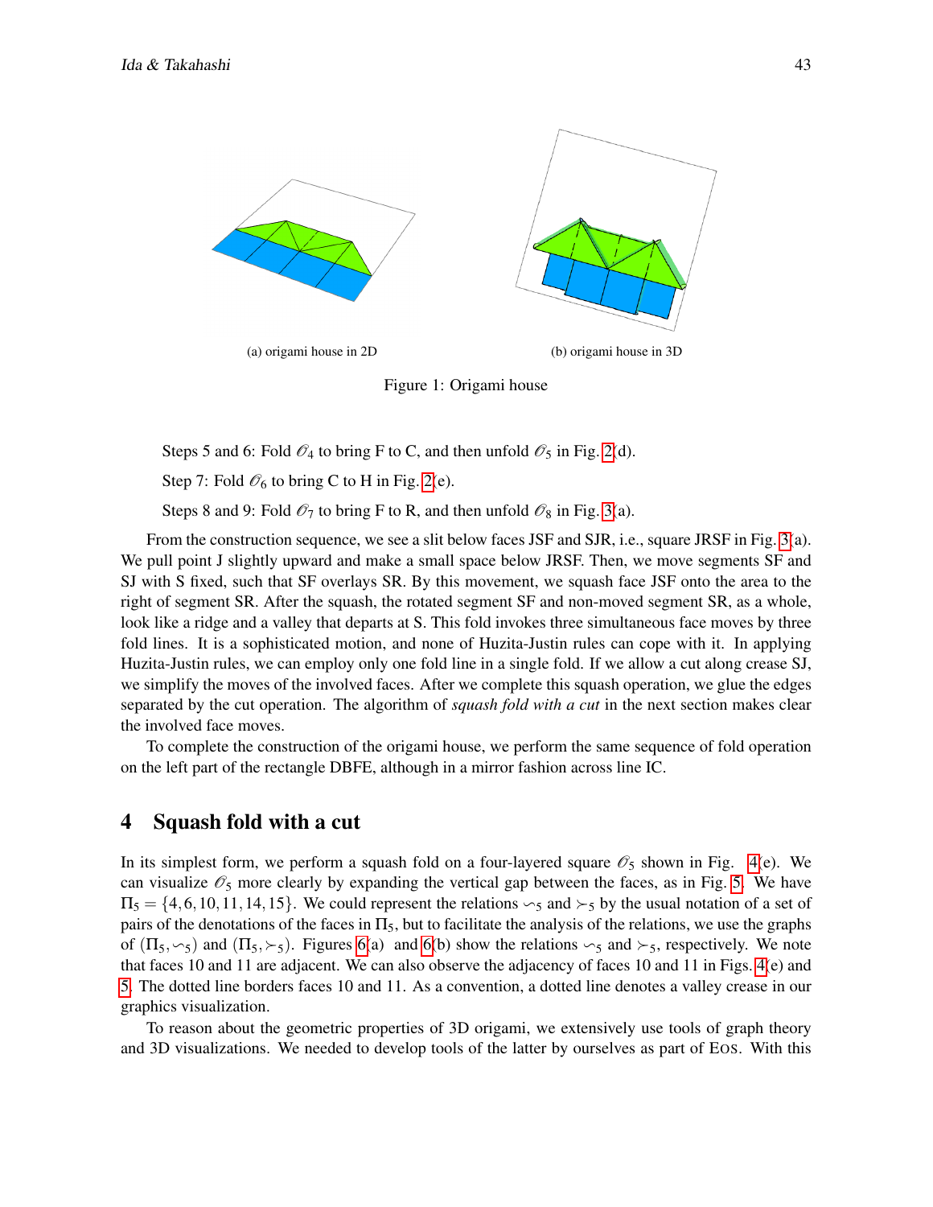(a) origami house in 2D

(b) origami house in 3D

Figure 1: Origami house

Steps 5 and 6: Fold $\mathscr{O}_4$ to bring F to C, and then unfold $\mathscr{O}_5$ in Fig. 2(d).

Step 7: Fold $\mathscr{O}_6$ to bring C to H in Fig. 2(e).

Steps 8 and 9: Fold $\mathscr{O}_7$ to bring F to R, and then unfold $\mathscr{O}_8$ in Fig. 3(a).

From the construction sequence, we see a slit below faces JSF and SJR, i.e., square JRSF in Fig. 3(a). We pull point J slightly upward and make a small space below JRSF. Then, we move segments SF and SJ with S fixed, such that SF overlays SR. By this movement, we squash face JSF onto the area to the right of segment SR. After the squash, the rotated segment SF and non-moved segment SR, as a whole, look like a ridge and a valley that departs at S. This fold invokes three simultaneous face moves by three fold lines. It is a sophisticated motion, and none of Huzita-Justin rules can cope with it. In applying Huzita-Justin rules, we can employ only one fold line in a single fold. If we allow a cut along crease SJ, we simplify the moves of the involved faces. After we complete this squash operation, we glue the edges separated by the cut operation. The algorithm of *squash fold with a cut* in the next section makes clear the involved face moves.

To complete the construction of the origami house, we perform the same sequence of fold operation on the left part of the rectangle DBFE, although in a mirror fashion across line IC.

## 4 Squash fold with a cut

In its simplest form, we perform a squash fold on a four-layered square $\mathscr{O}_5$ shown in Fig. 4(e). We can visualize $\mathscr{O}_5$ more clearly by expanding the vertical gap between the faces, as in Fig. 5. We have $\Pi_5 = \{4, 6, 10, 11, 14, 15\}$. We could represent the relations $\backsim_5$ and $\succ_5$ by the usual notation of a set of pairs of the denotations of the faces in $\Pi_5$, but to facilitate the analysis of the relations, we use the graphs of $(\Pi_5, \backsim_5)$ and $(\Pi_5, \succ_5)$. Figures 6(a) and 6(b) show the relations $\backsim_5$ and $\succ_5$, respectively. We note that faces 10 and 11 are adjacent. We can also observe the adjacency of faces 10 and 11 in Figs. 4(e) and 5. The dotted line borders faces 10 and 11. As a convention, a dotted line denotes a valley crease in our graphics visualization.

To reason about the geometric properties of 3D origami, we extensively use tools of graph theory and 3D visualizations. We needed to develop tools of the latter by ourselves as part of EOS. With this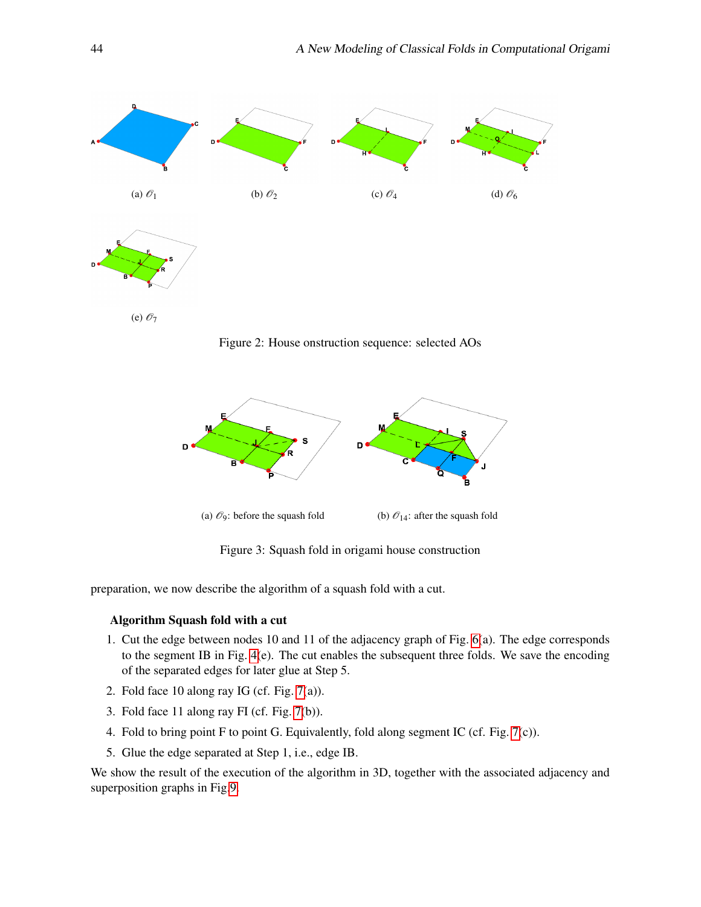(a) $\mathscr{O}_1$

(b) $\mathscr{O}_2$

(c) $\mathscr{O}_4$

(d) $\mathscr{O}_6$

(e) $\mathscr{O}_7$

Figure 2: House onstruction sequence: selected AOs

(a) $\mathscr{O}_9$: before the squash fold

(b) $\mathscr{O}_{14}$: after the squash fold

Figure 3: Squash fold in origami house construction

preparation, we now describe the algorithm of a squash fold with a cut.

**Algorithm Squash fold with a cut**

1. Cut the edge between nodes 10 and 11 of the adjacency graph of Fig. 6(a). The edge corresponds to the segment IB in Fig. 4(e). The cut enables the subsequent three folds. We save the encoding of the separated edges for later glue at Step 5.
2. Fold face 10 along ray IG (cf. Fig. 7(a)).
3. Fold face 11 along ray FI (cf. Fig. 7(b)).
4. Fold to bring point F to point G. Equivalently, fold along segment IC (cf. Fig. 7(c)).
5. Glue the edge separated at Step 1, i.e., edge IB.

We show the result of the execution of the algorithm in 3D, together with the associated adjacency and superposition graphs in Fig.9.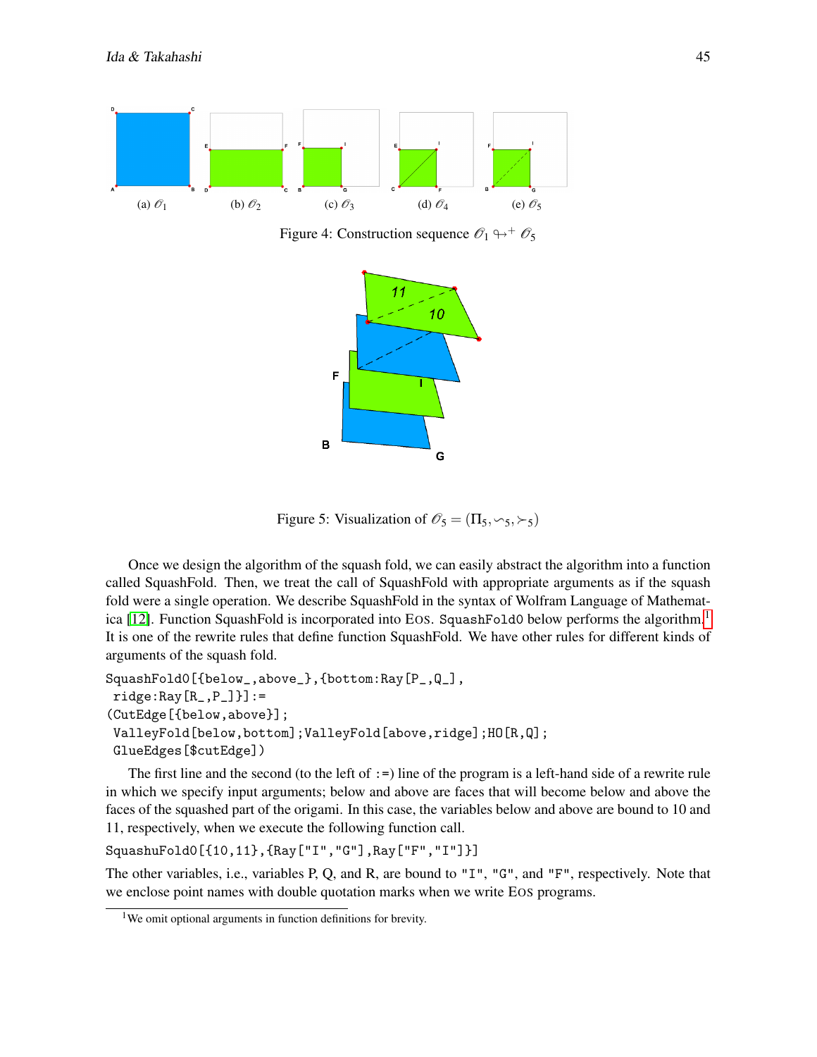(a) $\mathcal{O}_1$ (b) $\mathcal{O}_2$ (c) $\mathcal{O}_3$ (d) $\mathcal{O}_4$ (e) $\mathcal{O}_5$

Figure 4: Construction sequence $\mathcal{O}_1 \looparrowright^+ \mathcal{O}_5$

Figure 5: Visualization of $\mathcal{O}_5 = (\Pi_5, \backsim_5, \succ_5)$

Once we design the algorithm of the squash fold, we can easily abstract the algorithm into a function called SquashFold. Then, we treat the call of SquashFold with appropriate arguments as if the squash fold were a single operation. We describe SquashFold in the syntax of Wolfram Language of Mathematica [12]. Function SquashFold is incorporated into EOS. `SquashFold0` below performs the algorithm.[1] It is one of the rewrite rules that define function SquashFold. We have other rules for different kinds of arguments of the squash fold.

```
SquashFold0[{below_,above_},{bottom:Ray[P_,Q_],
 ridge:Ray[R_,P_]}]:=
(CutEdge[{below,above}];
 ValleyFold[below,bottom];ValleyFold[above,ridge];HO[R,Q];
 GlueEdges[$cutEdge])
```

The first line and the second (to the left of `:=`) line of the program is a left-hand side of a rewrite rule in which we specify input arguments; below and above are faces that will become below and above the faces of the squashed part of the origami. In this case, the variables below and above are bound to 10 and 11, respectively, when we execute the following function call.

```
SquashuFold0[{10,11},{Ray["I","G"],Ray["F","I"]}]
```

The other variables, i.e., variables P, Q, and R, are bound to `"I"`, `"G"`, and `"F"`, respectively. Note that we enclose point names with double quotation marks when we write EOS programs.

[1] We omit optional arguments in function definitions for brevity.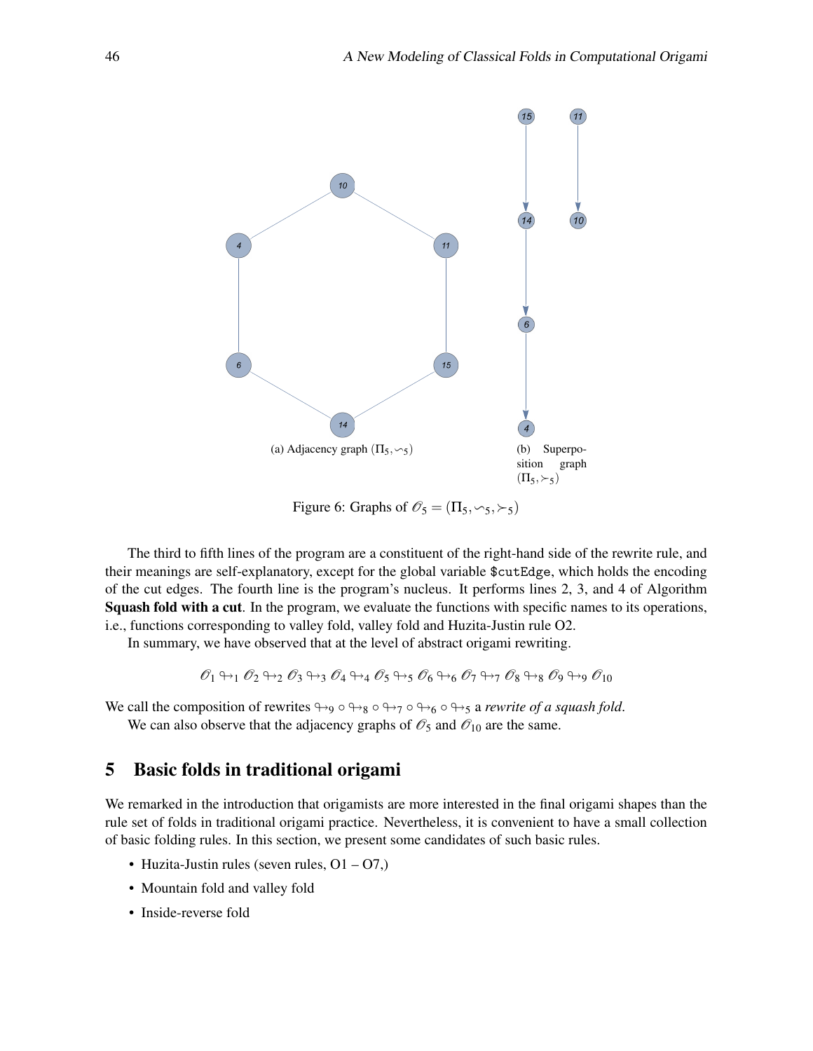(a) Adjacency graph $(\Pi_5, \backsim_5)$

(b) Superposition graph $(\Pi_5, \succ_5)$

Figure 6: Graphs of $\mathscr{O}_5 = (\Pi_5, \backsim_5, \succ_5)$

The third to fifth lines of the program are a constituent of the right-hand side of the rewrite rule, and their meanings are self-explanatory, except for the global variable `$cutEdge`, which holds the encoding of the cut edges. The fourth line is the program's nucleus. It performs lines 2, 3, and 4 of Algorithm **Squash fold with a cut**. In the program, we evaluate the functions with specific names to its operations, i.e., functions corresponding to valley fold, valley fold and Huzita-Justin rule O2.

In summary, we have observed that at the level of abstract origami rewriting.

$$\mathscr{O}_1 \looparrowright_1 \mathscr{O}_2 \looparrowright_2 \mathscr{O}_3 \looparrowright_3 \mathscr{O}_4 \looparrowright_4 \mathscr{O}_5 \looparrowright_5 \mathscr{O}_6 \looparrowright_6 \mathscr{O}_7 \looparrowright_7 \mathscr{O}_8 \looparrowright_8 \mathscr{O}_9 \looparrowright_9 \mathscr{O}_{10}$$

We call the composition of rewrites $\looparrowright_9 \circ \looparrowright_8 \circ \looparrowright_7 \circ \looparrowright_6 \circ \looparrowright_5$ a *rewrite of a squash fold*.

We can also observe that the adjacency graphs of $\mathscr{O}_5$ and $\mathscr{O}_{10}$ are the same.

## 5 Basic folds in traditional origami

We remarked in the introduction that origamists are more interested in the final origami shapes than the rule set of folds in traditional origami practice. Nevertheless, it is convenient to have a small collection of basic folding rules. In this section, we present some candidates of such basic rules.

- Huzita-Justin rules (seven rules, O1 – O7,)
- Mountain fold and valley fold
- Inside-reverse fold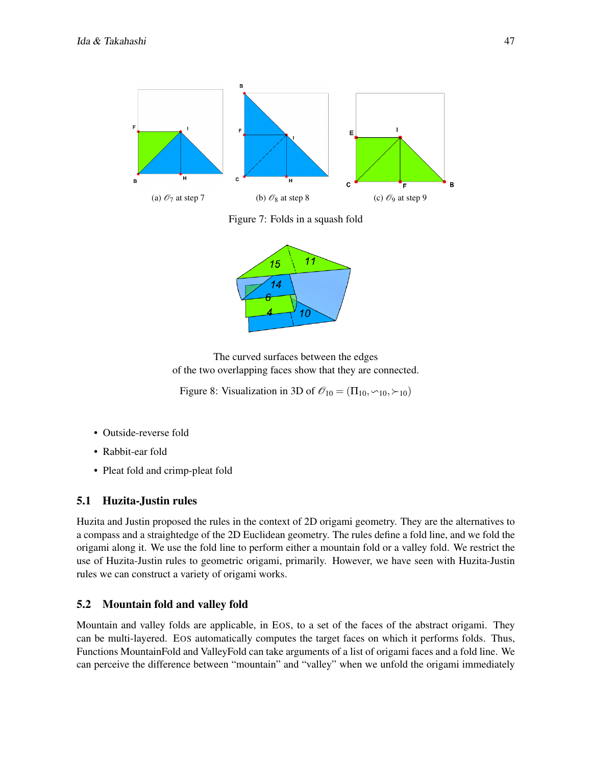(a) $\mathscr{O}_7$ at step 7 (b) $\mathscr{O}_8$ at step 8 (c) $\mathscr{O}_9$ at step 9

Figure 7: Folds in a squash fold

The curved surfaces between the edges
of the two overlapping faces show that they are connected.

Figure 8: Visualization in 3D of $\mathscr{O}_{10} = (\Pi_{10}, \backsim_{10}, \succ_{10})$

- Outside-reverse fold
- Rabbit-ear fold
- Pleat fold and crimp-pleat fold

### 5.1 Huzita-Justin rules

Huzita and Justin proposed the rules in the context of 2D origami geometry. They are the alternatives to a compass and a straightedge of the 2D Euclidean geometry. The rules define a fold line, and we fold the origami along it. We use the fold line to perform either a mountain fold or a valley fold. We restrict the use of Huzita-Justin rules to geometric origami, primarily. However, we have seen with Huzita-Justin rules we can construct a variety of origami works.

### 5.2 Mountain fold and valley fold

Mountain and valley folds are applicable, in EOS, to a set of the faces of the abstract origami. They can be multi-layered. EOS automatically computes the target faces on which it performs folds. Thus, Functions MountainFold and ValleyFold can take arguments of a list of origami faces and a fold line. We can perceive the difference between "mountain" and "valley" when we unfold the origami immediately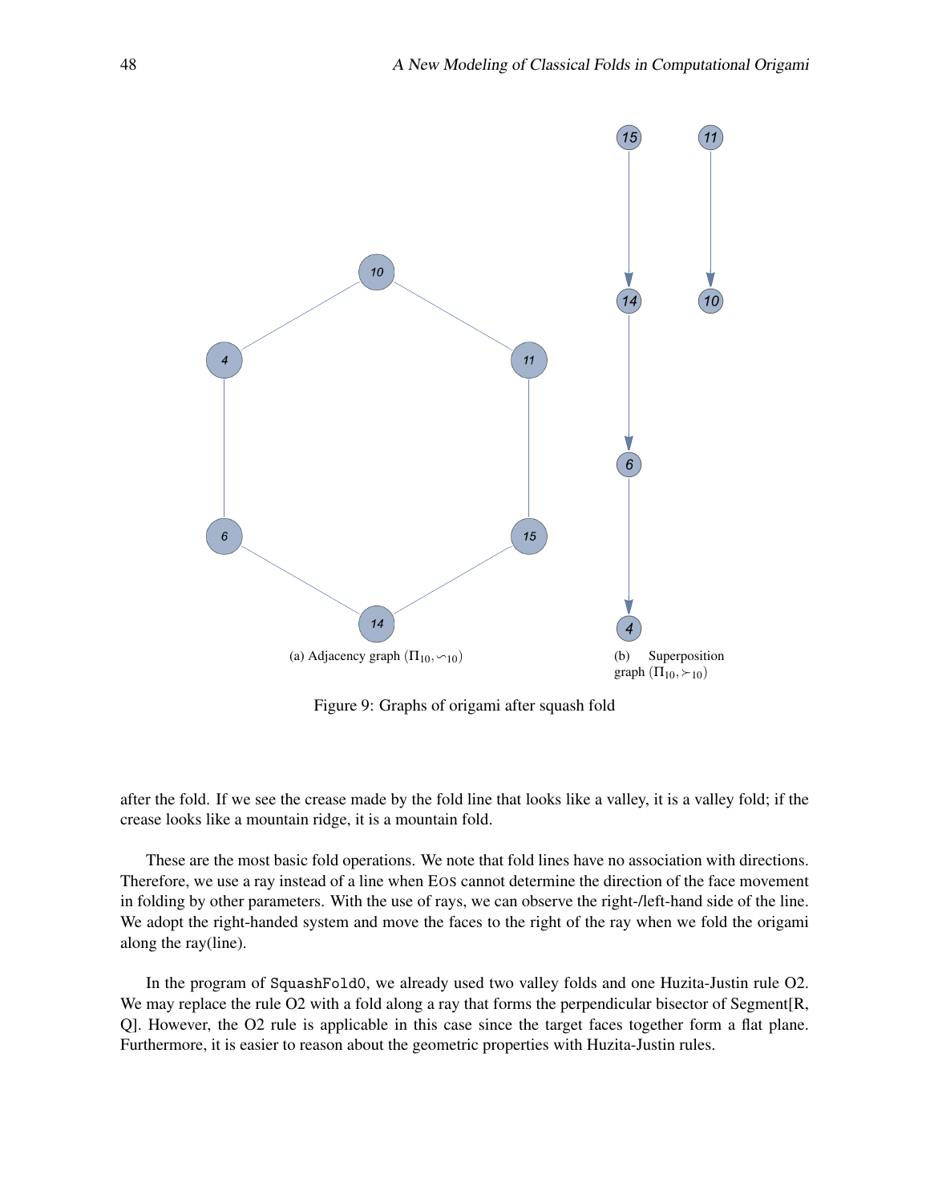(a) Adjacency graph $(\Pi_{10}, \backsim_{10})$

(b) Superposition graph $(\Pi_{10}, \succ_{10})$

Figure 9: Graphs of origami after squash fold

after the fold. If we see the crease made by the fold line that looks like a valley, it is a valley fold; if the crease looks like a mountain ridge, it is a mountain fold.

These are the most basic fold operations. We note that fold lines have no association with directions. Therefore, we use a ray instead of a line when EOS cannot determine the direction of the face movement in folding by other parameters. With the use of rays, we can observe the right-/left-hand side of the line. We adopt the right-handed system and move the faces to the right of the ray when we fold the origami along the ray(line).

In the program of `SquashFold0`, we already used two valley folds and one Huzita-Justin rule O2. We may replace the rule O2 with a fold along a ray that forms the perpendicular bisector of Segment[R, Q]. However, the O2 rule is applicable in this case since the target faces together form a flat plane. Furthermore, it is easier to reason about the geometric properties with Huzita-Justin rules.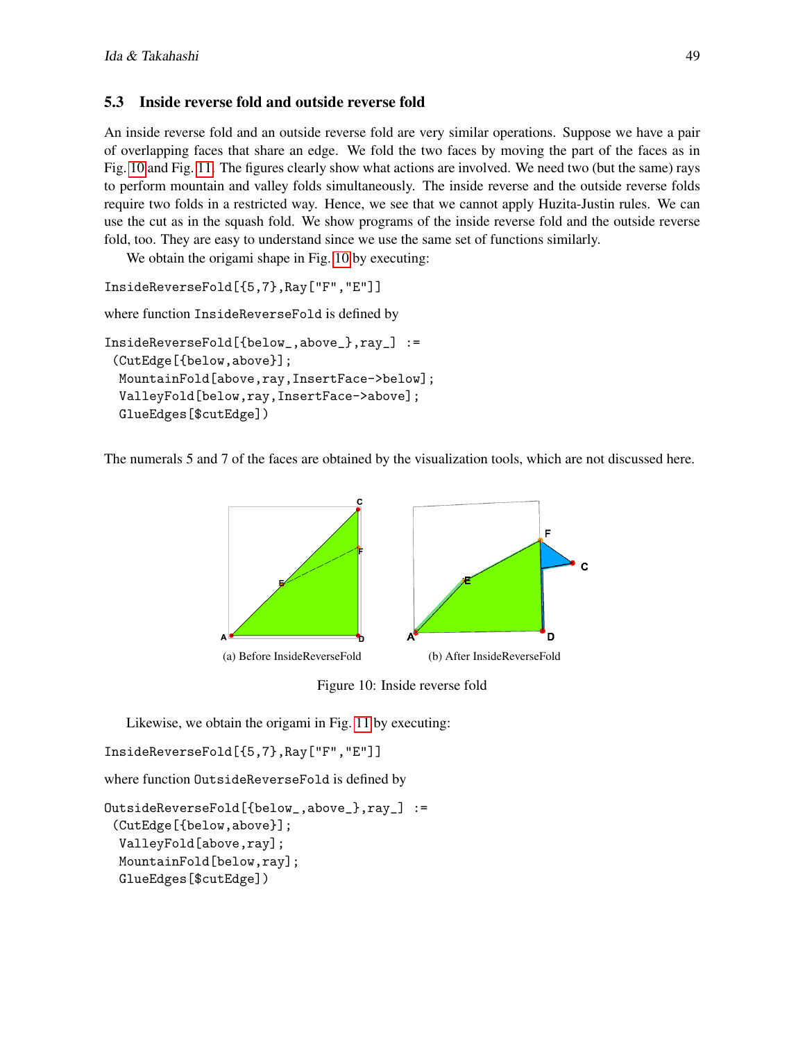### 5.3 Inside reverse fold and outside reverse fold

An inside reverse fold and an outside reverse fold are very similar operations. Suppose we have a pair of overlapping faces that share an edge. We fold the two faces by moving the part of the faces as in Fig. 10 and Fig. 11. The figures clearly show what actions are involved. We need two (but the same) rays to perform mountain and valley folds simultaneously. The inside reverse and the outside reverse folds require two folds in a restricted way. Hence, we see that we cannot apply Huzita-Justin rules. We can use the cut as in the squash fold. We show programs of the inside reverse fold and the outside reverse fold, too. They are easy to understand since we use the same set of functions similarly.

We obtain the origami shape in Fig. 10 by executing:

```
InsideReverseFold[{5,7},Ray["F","E"]]
```

where function `InsideReverseFold` is defined by

```
InsideReverseFold[{below_,above_},ray_] :=
 (CutEdge[{below,above}];
  MountainFold[above,ray,InsertFace->below];
  ValleyFold[below,ray,InsertFace->above];
  GlueEdges[$cutEdge])
```

The numerals 5 and 7 of the faces are obtained by the visualization tools, which are not discussed here.

(a) Before InsideReverseFold

(b) After InsideReverseFold

Figure 10: Inside reverse fold

Likewise, we obtain the origami in Fig. 11 by executing:

```
InsideReverseFold[{5,7},Ray["F","E"]]
```

where function `OutsideReverseFold` is defined by

```
OutsideReverseFold[{below_,above_},ray_] :=
 (CutEdge[{below,above}];
  ValleyFold[above,ray];
  MountainFold[below,ray];
  GlueEdges[$cutEdge])
```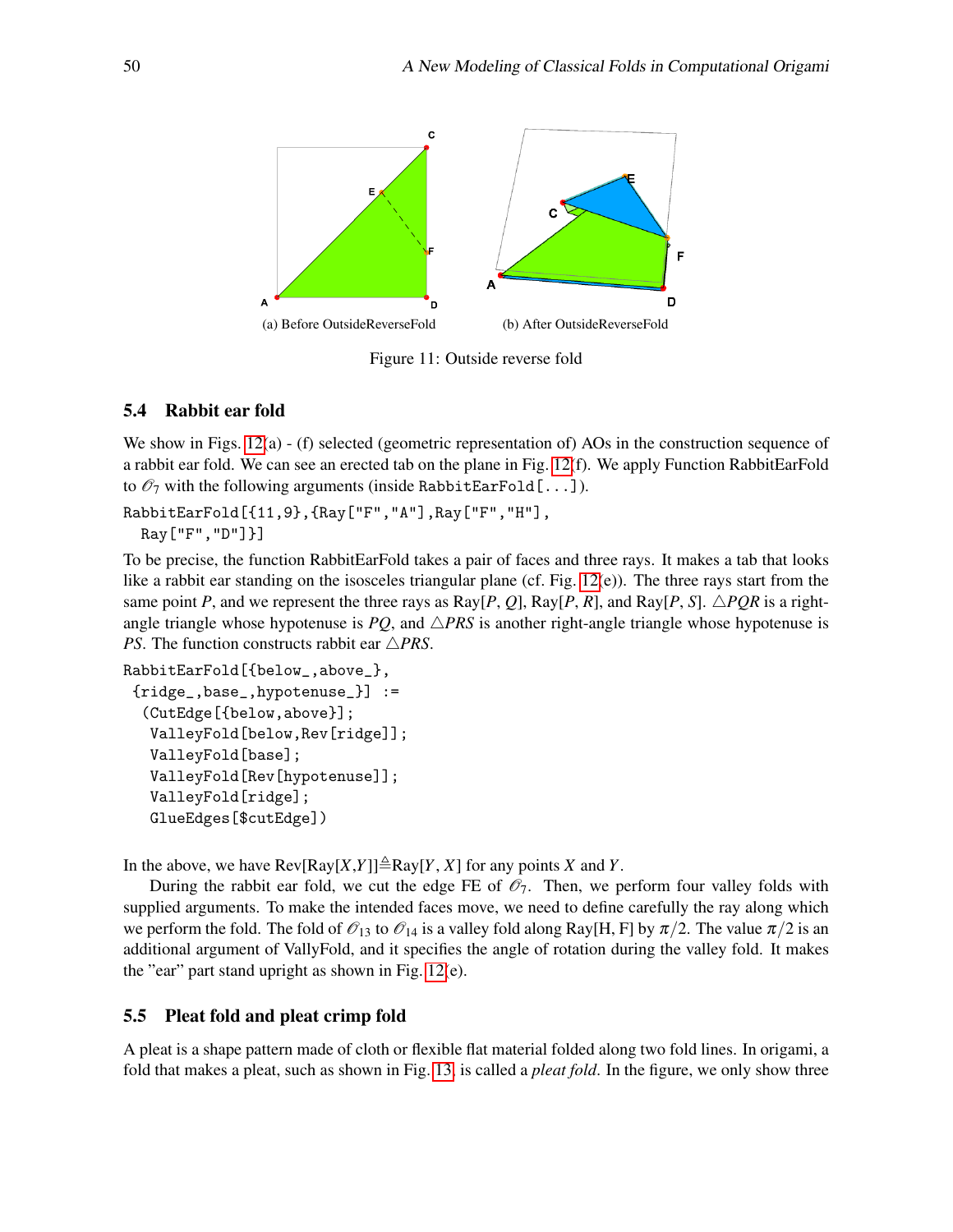(a) Before OutsideReverseFold

(b) After OutsideReverseFold

Figure 11: Outside reverse fold

### 5.4 Rabbit ear fold

We show in Figs. 12(a) - (f) selected (geometric representation of) AOs in the construction sequence of a rabbit ear fold. We can see an erected tab on the plane in Fig. 12(f). We apply Function RabbitEarFold to $\mathscr{O}_7$ with the following arguments (inside `RabbitEarFold[...]`).

```
RabbitEarFold[{11,9},{Ray["F","A"],Ray["F","H"],
  Ray["F","D"]}]
```

To be precise, the function RabbitEarFold takes a pair of faces and three rays. It makes a tab that looks like a rabbit ear standing on the isosceles triangular plane (cf. Fig. 12(e)). The three rays start from the same point $P$, and we represent the three rays as Ray[$P$, $Q$], Ray[$P$, $R$], and Ray[$P$, $S$]. $\triangle PQR$ is a right-angle triangle whose hypotenuse is $PQ$, and $\triangle PRS$ is another right-angle triangle whose hypotenuse is $PS$. The function constructs rabbit ear $\triangle PRS$.

```
RabbitEarFold[{below_,above_},
 {ridge_,base_,hypotenuse_}] :=
  (CutEdge[{below,above}];
   ValleyFold[below,Rev[ridge]];
   ValleyFold[base];
   ValleyFold[Rev[hypotenuse]];
   ValleyFold[ridge];
   GlueEdges[$cutEdge])
```

In the above, we have Rev[Ray[$X$,$Y$]]$\triangleq$Ray[$Y$, $X$] for any points $X$ and $Y$.

During the rabbit ear fold, we cut the edge FE of $\mathscr{O}_7$. Then, we perform four valley folds with supplied arguments. To make the intended faces move, we need to define carefully the ray along which we perform the fold. The fold of $\mathscr{O}_{13}$ to $\mathscr{O}_{14}$ is a valley fold along Ray[H, F] by $\pi/2$. The value $\pi/2$ is an additional argument of VallyFold, and it specifies the angle of rotation during the valley fold. It makes the "ear" part stand upright as shown in Fig. 12(e).

### 5.5 Pleat fold and pleat crimp fold

A pleat is a shape pattern made of cloth or flexible flat material folded along two fold lines. In origami, a fold that makes a pleat, such as shown in Fig. 13, is called a *pleat fold*. In the figure, we only show three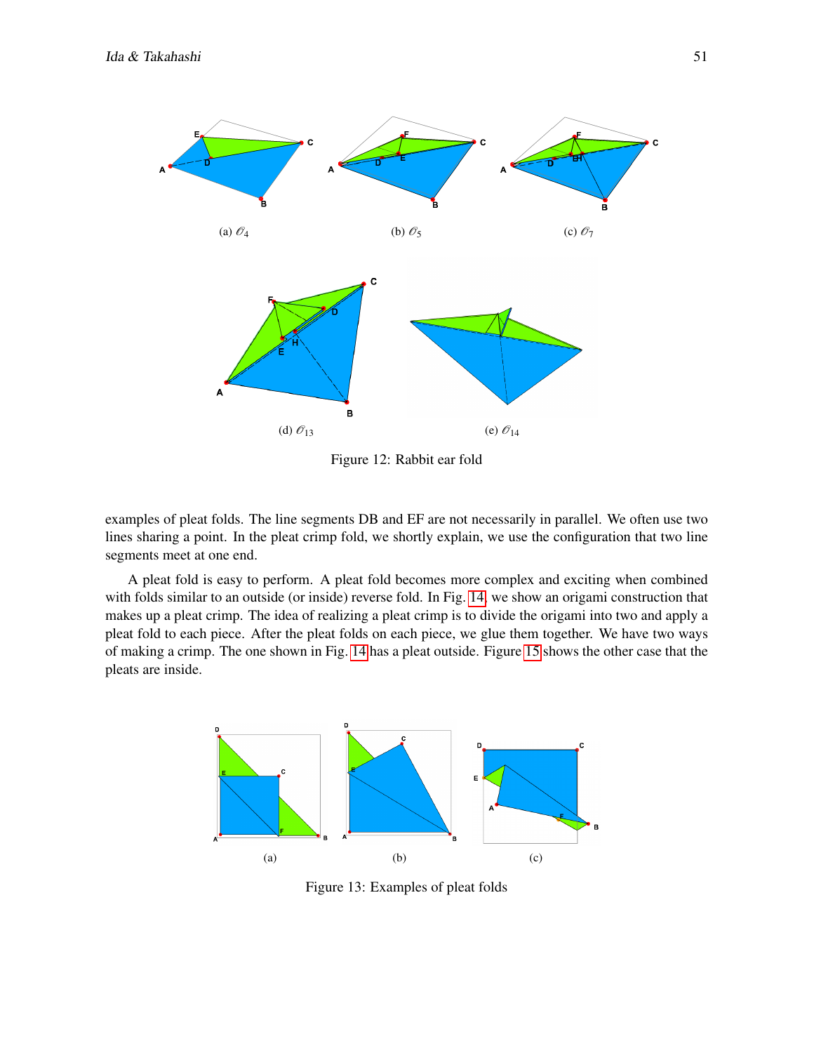(a) $\mathscr{O}_4$

(b) $\mathscr{O}_5$

(c) $\mathscr{O}_7$

(d) $\mathscr{O}_{13}$

(e) $\mathscr{O}_{14}$

Figure 12: Rabbit ear fold

examples of pleat folds. The line segments DB and EF are not necessarily in parallel. We often use two lines sharing a point. In the pleat crimp fold, we shortly explain, we use the configuration that two line segments meet at one end.

A pleat fold is easy to perform. A pleat fold becomes more complex and exciting when combined with folds similar to an outside (or inside) reverse fold. In Fig. 14, we show an origami construction that makes up a pleat crimp. The idea of realizing a pleat crimp is to divide the origami into two and apply a pleat fold to each piece. After the pleat folds on each piece, we glue them together. We have two ways of making a crimp. The one shown in Fig. 14 has a pleat outside. Figure 15 shows the other case that the pleats are inside.

(a)

(b)

(c)

Figure 13: Examples of pleat folds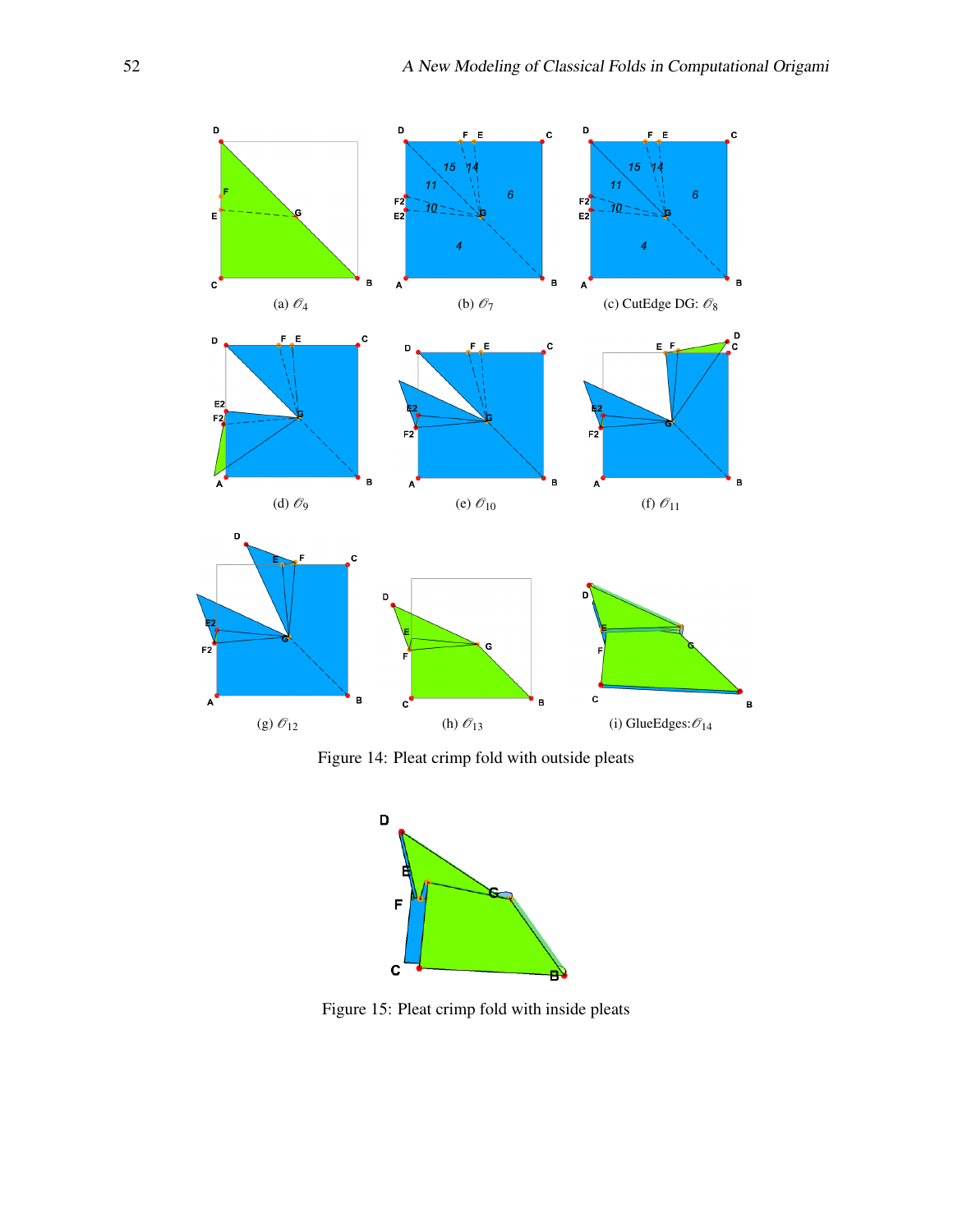(a) $\mathscr{O}_4$

(b) $\mathscr{O}_7$

(c) CutEdge DG: $\mathscr{O}_8$

(d) $\mathscr{O}_9$

(e) $\mathscr{O}_{10}$

(f) $\mathscr{O}_{11}$

(g) $\mathscr{O}_{12}$

(h) $\mathscr{O}_{13}$

(i) GlueEdges:$\mathscr{O}_{14}$

Figure 14: Pleat crimp fold with outside pleats

Figure 15: Pleat crimp fold with inside pleats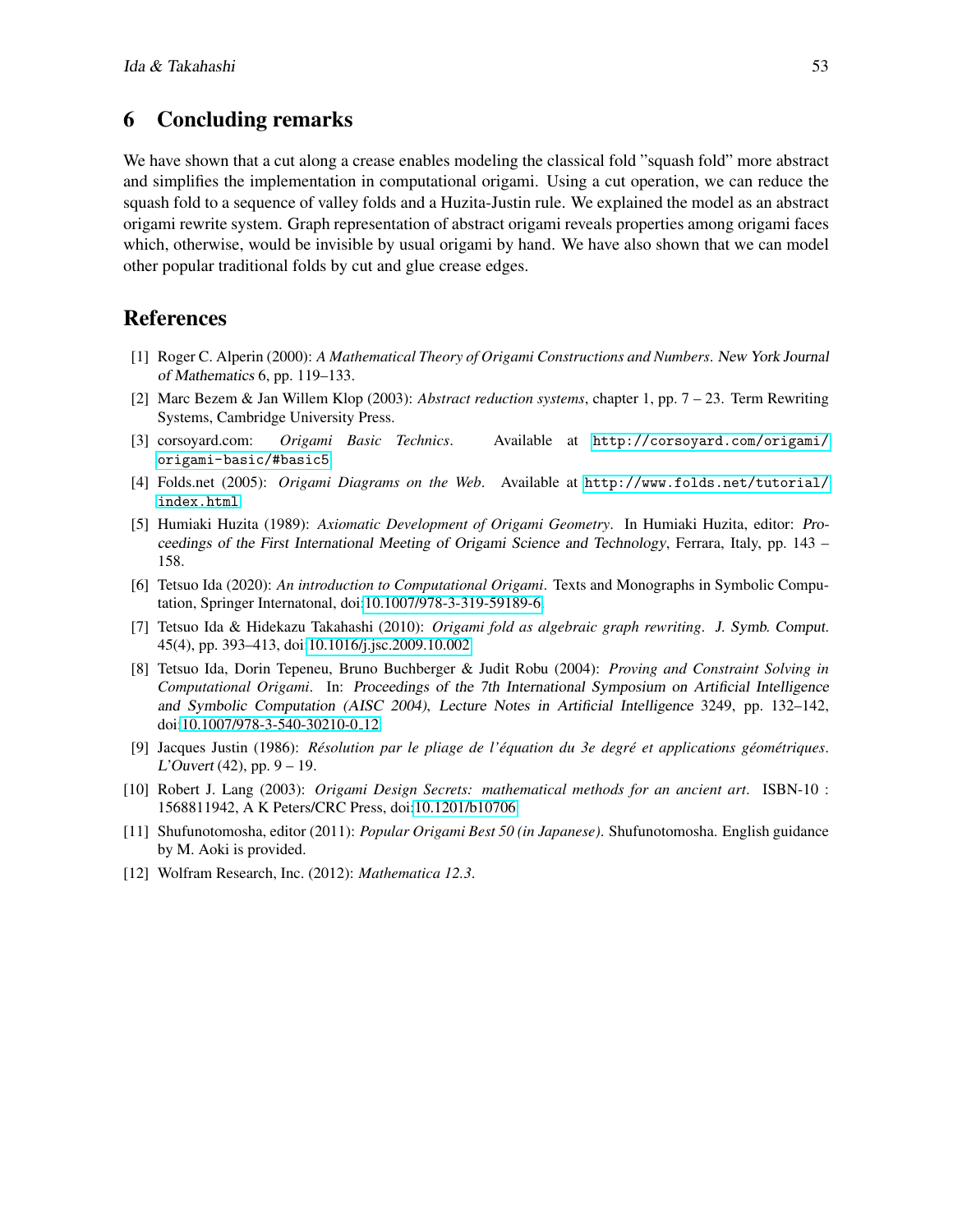# 6 Concluding remarks

We have shown that a cut along a crease enables modeling the classical fold "squash fold" more abstract and simplifies the implementation in computational origami. Using a cut operation, we can reduce the squash fold to a sequence of valley folds and a Huzita-Justin rule. We explained the model as an abstract origami rewrite system. Graph representation of abstract origami reveals properties among origami faces which, otherwise, would be invisible by usual origami by hand. We have also shown that we can model other popular traditional folds by cut and glue crease edges.

# References

[1] Roger C. Alperin (2000): *A Mathematical Theory of Origami Constructions and Numbers*. New York Journal of Mathematics 6, pp. 119–133.

[2] Marc Bezem & Jan Willem Klop (2003): *Abstract reduction systems*, chapter 1, pp. 7 – 23. Term Rewriting Systems, Cambridge University Press.

[3] corsoyard.com: *Origami Basic Technics*. Available at http://corsoyard.com/origami/origami-basic/#basic5.

[4] Folds.net (2005): *Origami Diagrams on the Web*. Available at http://www.folds.net/tutorial/index.html.

[5] Humiaki Huzita (1989): *Axiomatic Development of Origami Geometry*. In Humiaki Huzita, editor: Proceedings of the First International Meeting of Origami Science and Technology, Ferrara, Italy, pp. 143 – 158.

[6] Tetsuo Ida (2020): *An introduction to Computational Origami*. Texts and Monographs in Symbolic Computation, Springer Internatonal, doi:10.1007/978-3-319-59189-6.

[7] Tetsuo Ida & Hidekazu Takahashi (2010): *Origami fold as algebraic graph rewriting*. J. Symb. Comput. 45(4), pp. 393–413, doi:10.1016/j.jsc.2009.10.002.

[8] Tetsuo Ida, Dorin Tepeneu, Bruno Buchberger & Judit Robu (2004): *Proving and Constraint Solving in Computational Origami*. In: Proceedings of the 7th International Symposium on Artificial Intelligence and Symbolic Computation (AISC 2004), Lecture Notes in Artificial Intelligence 3249, pp. 132–142, doi:10.1007/978-3-540-30210-0_12.

[9] Jacques Justin (1986): *Résolution par le pliage de l'équation du 3e degré et applications géométriques*. L'Ouvert (42), pp. 9 – 19.

[10] Robert J. Lang (2003): *Origami Design Secrets: mathematical methods for an ancient art*. ISBN-10 : 1568811942, A K Peters/CRC Press, doi:10.1201/b10706.

[11] Shufunotomosha, editor (2011): *Popular Origami Best 50 (in Japanese)*. Shufunotomosha. English guidance by M. Aoki is provided.

[12] Wolfram Research, Inc. (2012): *Mathematica 12.3*.